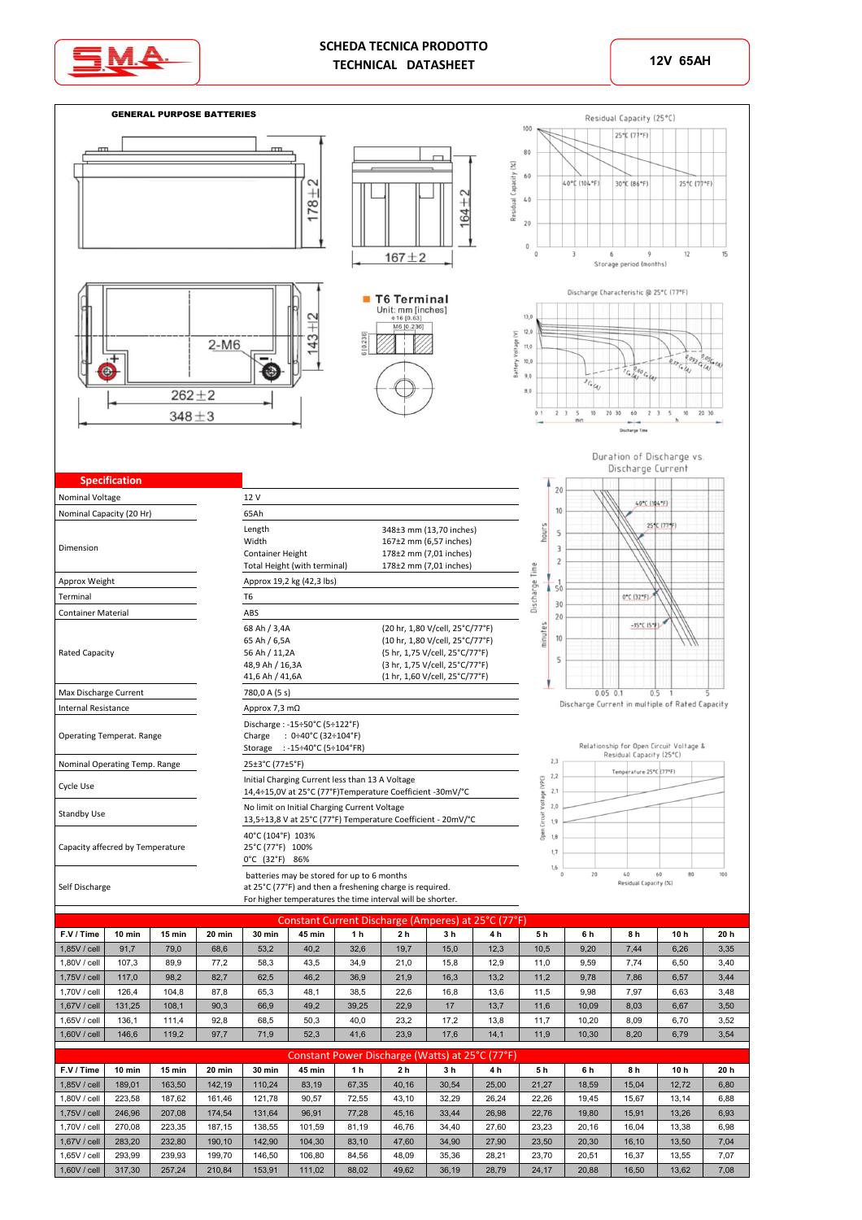# SCHEDA TECNICA PRODOTTO
# TECHNICAL DATASHEET

**12V 65AH**

**GENERAL PURPOSE BATTERIES**

## Specification

| | |
|---|---|
| Nominal Voltage | 12 V |
| Nominal Capacity (20 Hr) | 65Ah |
| Dimension | Length 348±3 mm (13,70 inches)<br>Width 167±2 mm (6,57 inches)<br>Container Height 178±2 mm (7,01 inches)<br>Total Height (with terminal) 178±2 mm (7,01 inches) |
| Approx Weight | Approx 19,2 kg (42,3 lbs) |
| Terminal | T6 |
| Container Material | ABS |
| Rated Capacity | 68 Ah / 3,4A (20 hr, 1,80 V/cell, 25°C/77°F)<br>65 Ah / 6,5A (10 hr, 1,80 V/cell, 25°C/77°F)<br>56 Ah / 11,2A (5 hr, 1,75 V/cell, 25°C/77°F)<br>48,9 Ah / 16,3A (3 hr, 1,75 V/cell, 25°C/77°F)<br>41,6 Ah / 41,6A (1 hr, 1,60 V/cell, 25°C/77°F) |
| Max Discharge Current | 780,0 A (5 s) |
| Internal Resistance | Approx 7,3 mΩ |
| Operating Temperat. Range | Discharge : -15÷50°C (5÷122°F)<br>Charge : 0÷40°C (32÷104°F)<br>Storage : -15÷40°C (5÷104°FR) |
| Nominal Operating Temp. Range | 25±3°C (77±5°F) |
| Cycle Use | Initial Charging Current less than 13 A Voltage<br>14,4÷15,0V at 25°C (77°F)Temperature Coefficient -30mV/°C |
| Standby Use | No limit on Initial Charging Current Voltage<br>13,5÷13,8 V at 25°C (77°F) Temperature Coefficient - 20mV/°C |
| Capacity affecred by Temperature | 40°C (104°F) 103%<br>25°C (77°F) 100%<br>0°C (32°F) 86% |
| Self Discharge | batteries may be stored for up to 6 months<br>at 25°C (77°F) and then a freshening charge is required.<br>For higher temperatures the time interval will be shorter. |

## Constant Current Discharge (Amperes) at 25°C (77°F)

| F.V / Time | 10 min | 15 min | 20 min | 30 min | 45 min | 1 h | 2 h | 3 h | 4 h | 5 h | 6 h | 8 h | 10 h | 20 h |
|---|---|---|---|---|---|---|---|---|---|---|---|---|---|---|
| 1,85V / cell | 91,7 | 79,0 | 68,6 | 53,2 | 40,2 | 32,6 | 19,7 | 15,0 | 12,3 | 10,5 | 9,20 | 7,44 | 6,26 | 3,35 |
| 1,80V / cell | 107,3 | 89,9 | 77,2 | 58,3 | 43,5 | 34,9 | 21,0 | 15,8 | 12,9 | 11,0 | 9,59 | 7,74 | 6,50 | 3,40 |
| 1,75V / cell | 117,0 | 98,2 | 82,7 | 62,5 | 46,2 | 36,9 | 21,9 | 16,3 | 13,2 | 11,2 | 9,78 | 7,86 | 6,57 | 3,44 |
| 1,70V / cell | 126,4 | 104,8 | 87,8 | 65,3 | 48,1 | 38,5 | 22,6 | 16,8 | 13,6 | 11,5 | 9,98 | 7,97 | 6,63 | 3,48 |
| 1,67V / cell | 131,25 | 108,1 | 90,3 | 66,9 | 49,2 | 39,25 | 22,9 | 17 | 13,7 | 11,6 | 10,09 | 8,03 | 6,67 | 3,50 |
| 1,65V / cell | 136,1 | 111,4 | 92,8 | 68,5 | 50,3 | 40,0 | 23,2 | 17,2 | 13,8 | 11,7 | 10,20 | 8,09 | 6,70 | 3,52 |
| 1,60V / cell | 146,6 | 119,2 | 97,7 | 71,9 | 52,3 | 41,6 | 23,9 | 17,6 | 14,1 | 11,9 | 10,30 | 8,20 | 6,79 | 3,54 |

## Constant Power Discharge (Watts) at 25°C (77°F)

| F.V / Time | 10 min | 15 min | 20 min | 30 min | 45 min | 1 h | 2 h | 3 h | 4 h | 5 h | 6 h | 8 h | 10 h | 20 h |
|---|---|---|---|---|---|---|---|---|---|---|---|---|---|---|
| 1,85V / cell | 189,01 | 163,50 | 142,19 | 110,24 | 83,19 | 67,35 | 40,16 | 30,54 | 25,00 | 21,27 | 18,59 | 15,04 | 12,72 | 6,80 |
| 1,80V / cell | 223,58 | 187,62 | 161,46 | 121,78 | 90,57 | 72,55 | 43,10 | 32,29 | 26,24 | 22,26 | 19,45 | 15,67 | 13,14 | 6,88 |
| 1,75V / cell | 246,96 | 207,08 | 174,54 | 131,64 | 96,91 | 77,28 | 45,16 | 33,44 | 26,98 | 22,76 | 19,80 | 15,91 | 13,26 | 6,93 |
| 1,70V / cell | 270,08 | 223,35 | 187,15 | 138,55 | 101,59 | 81,19 | 46,76 | 34,40 | 27,60 | 23,23 | 20,16 | 16,04 | 13,38 | 6,98 |
| 1,67V / cell | 283,20 | 232,80 | 190,10 | 142,90 | 104,30 | 83,10 | 47,60 | 34,90 | 27,90 | 23,50 | 20,30 | 16,10 | 13,50 | 7,04 |
| 1,65V / cell | 293,99 | 239,93 | 199,70 | 146,50 | 106,80 | 84,56 | 48,09 | 35,36 | 28,21 | 23,70 | 20,51 | 16,37 | 13,55 | 7,07 |
| 1,60V / cell | 317,30 | 257,24 | 210,84 | 153,91 | 111,02 | 88,02 | 49,62 | 36,19 | 28,79 | 24,17 | 20,88 | 16,50 | 13,62 | 7,08 |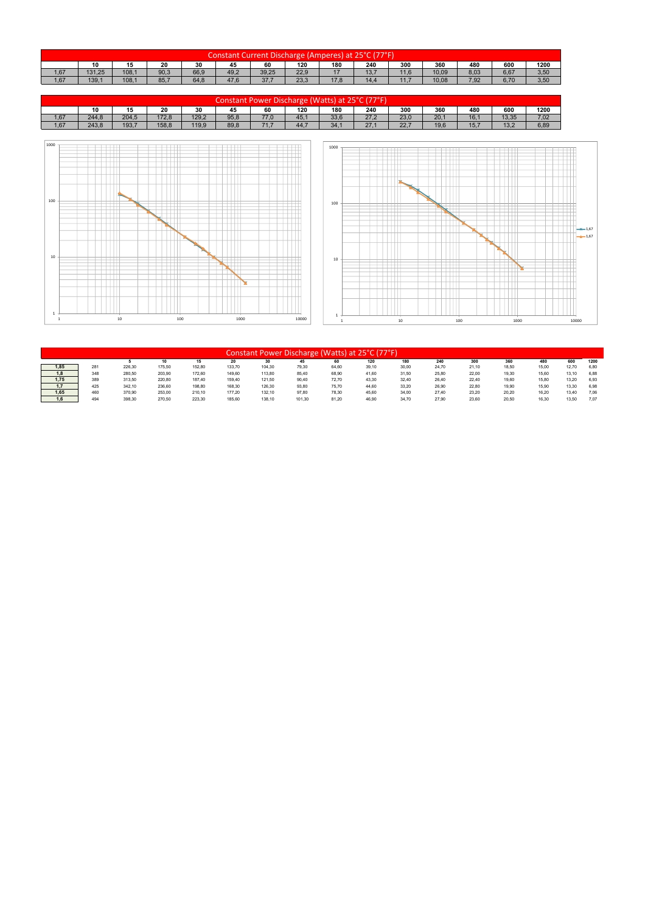## Constant Current Discharge (Amperes) at 25°C (77°F)

| | 10 | 15 | 20 | 30 | 45 | 60 | 120 | 180 | 240 | 300 | 360 | 480 | 600 | 1200 |
|---|---|---|---|---|---|---|---|---|---|---|---|---|---|---|
| 1,67 | 131,25 | 108,1 | 90,3 | 66,9 | 49,2 | 39,25 | 22,9 | 17 | 13,7 | 11,6 | 10,09 | 8,03 | 6,67 | 3,50 |
| 1,67 | 139,1 | 108,1 | 85,7 | 64,8 | 47,6 | 37,7 | 23,3 | 17,8 | 14,4 | 11,7 | 10,08 | 7,92 | 6,70 | 3,50 |

## Constant Power Discharge (Watts) at 25°C (77°F)

| | 10 | 15 | 20 | 30 | 45 | 60 | 120 | 180 | 240 | 300 | 360 | 480 | 600 | 1200 |
|---|---|---|---|---|---|---|---|---|---|---|---|---|---|---|
| 1,67 | 244,8 | 204,5 | 172,8 | 129,2 | 95,8 | 77,0 | 45,1 | 33,6 | 27,2 | 23,0 | 20,1 | 16,1 | 13,35 | 7,02 |
| 1,67 | 243,8 | 193,7 | 158,8 | 119,9 | 89,8 | 71,7 | 44,7 | 34,1 | 27,1 | 22,7 | 19,6 | 15,7 | 13,2 | 6,89 |

1000
100
10
1
1
10
100
1000
10000

1000
100
10
1
1
10
100
1000
10000
1,67
1,67

## Constant Power Discharge (Watts) at 25°C (77°F)

| | | 5 | 10 | 15 | 20 | 30 | 45 | 60 | 120 | 180 | 240 | 300 | 360 | 480 | 600 | 1200 |
|---|---|---|---|---|---|---|---|---|---|---|---|---|---|---|---|---|
| 1,85 | 281 | 226,30 | 175,50 | 152,80 | 133,70 | 104,30 | 79,30 | 64,60 | 39,10 | 30,00 | 24,70 | 21,10 | 18,50 | 15,00 | 12,70 | 6,80 |
| 1,8 | 348 | 280,50 | 203,90 | 172,60 | 149,60 | 113,80 | 85,40 | 68,90 | 41,60 | 31,50 | 25,80 | 22,00 | 19,30 | 15,60 | 13,10 | 6,88 |
| 1,75 | 389 | 313,50 | 220,80 | 187,40 | 159,40 | 121,50 | 90,40 | 72,70 | 43,30 | 32,40 | 26,40 | 22,40 | 19,60 | 15,80 | 13,20 | 6,93 |
| 1,7 | 425 | 342,10 | 236,60 | 198,80 | 168,30 | 126,30 | 93,80 | 75,70 | 44,60 | 33,20 | 26,90 | 22,80 | 19,90 | 15,90 | 13,30 | 6,98 |
| 1,65 | 460 | 370,90 | 253,00 | 210,10 | 177,20 | 132,10 | 97,80 | 78,30 | 45,60 | 34,00 | 27,40 | 23,20 | 20,20 | 16,20 | 13,40 | 7,06 |
| 1,6 | 494 | 398,30 | 270,50 | 223,30 | 185,60 | 138,10 | 101,30 | 81,20 | 46,90 | 34,70 | 27,90 | 23,60 | 20,50 | 16,30 | 13,50 | 7,07 |